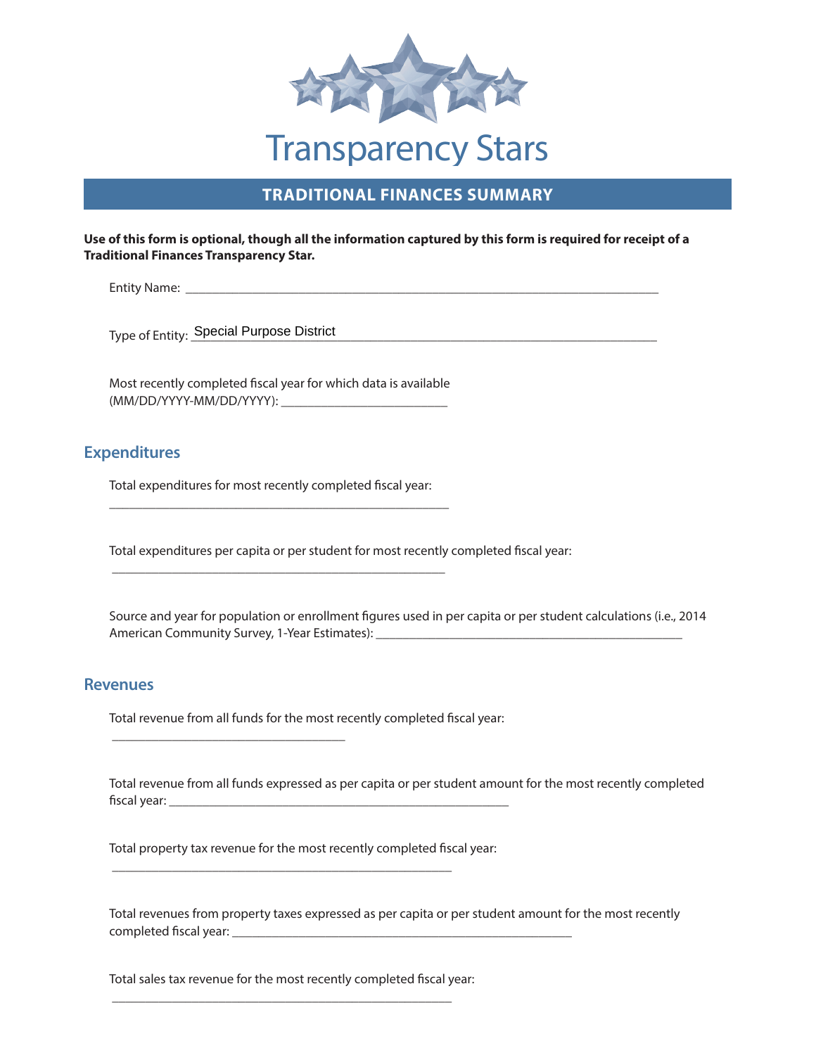# Transparency Stars

## TRADITIONAL FINANCES SUMMARY

**Use of this form is optional, though all the information captured by this form is required for receipt of a Traditional Finances Transparency Star.**

Entity Name: ______________________________

Type of Entity: Special Purpose District

Most recently completed fiscal year for which data is available (MM/DD/YYYY-MM/DD/YYYY): ______________________________

## Expenditures

Total expenditures for most recently completed fiscal year:

______________________________

Total expenditures per capita or per student for most recently completed fiscal year:

______________________________

Source and year for population or enrollment figures used in per capita or per student calculations (i.e., 2014 American Community Survey, 1-Year Estimates): ______________________________

## Revenues

Total revenue from all funds for the most recently completed fiscal year:

______________________________

Total revenue from all funds expressed as per capita or per student amount for the most recently completed fiscal year: ______________________________

Total property tax revenue for the most recently completed fiscal year:

______________________________

Total revenues from property taxes expressed as per capita or per student amount for the most recently completed fiscal year: ______________________________

Total sales tax revenue for the most recently completed fiscal year:

______________________________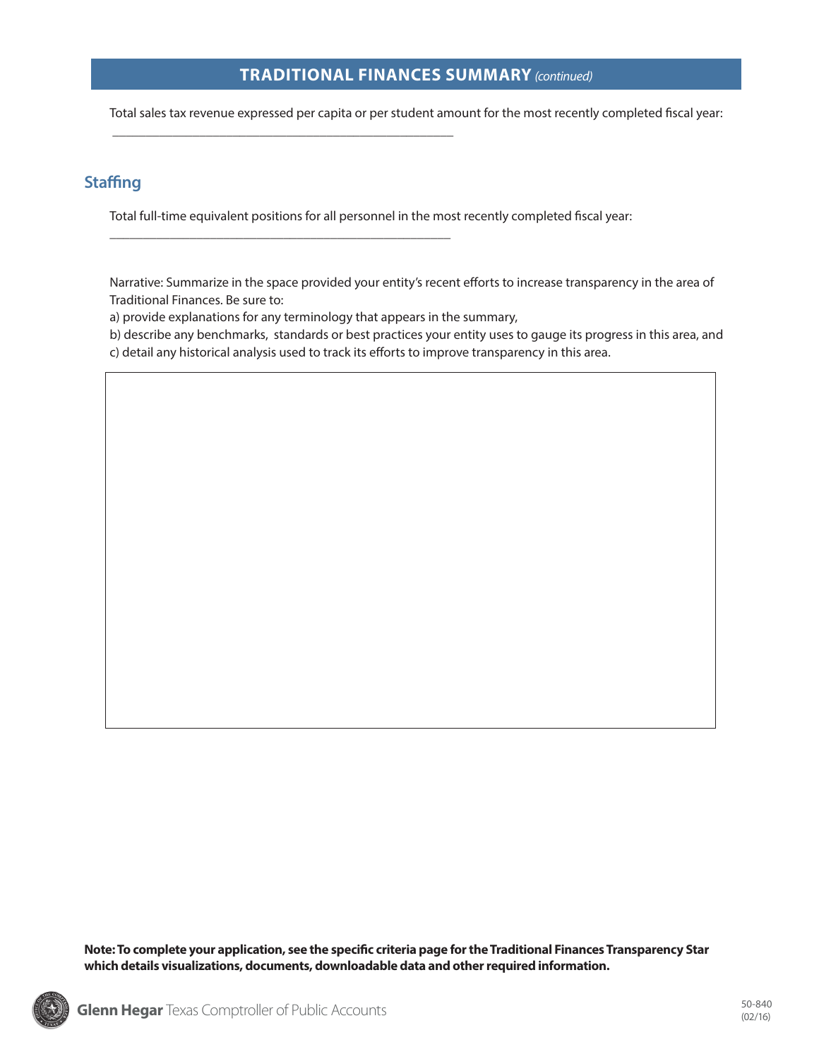## TRADITIONAL FINANCES SUMMARY *(continued)*

Total sales tax revenue expressed per capita or per student amount for the most recently completed fiscal year:

_______________________________________________

### Staffing

Total full-time equivalent positions for all personnel in the most recently completed fiscal year:

_______________________________________________

Narrative: Summarize in the space provided your entity's recent efforts to increase transparency in the area of Traditional Finances. Be sure to:

a) provide explanations for any terminology that appears in the summary,

b) describe any benchmarks, standards or best practices your entity uses to gauge its progress in this area, and

c) detail any historical analysis used to track its efforts to improve transparency in this area.

**Note: To complete your application, see the specific criteria page for the Traditional Finances Transparency Star which details visualizations, documents, downloadable data and other required information.**

**Glenn Hegar** Texas Comptroller of Public Accounts

50-840 (02/16)